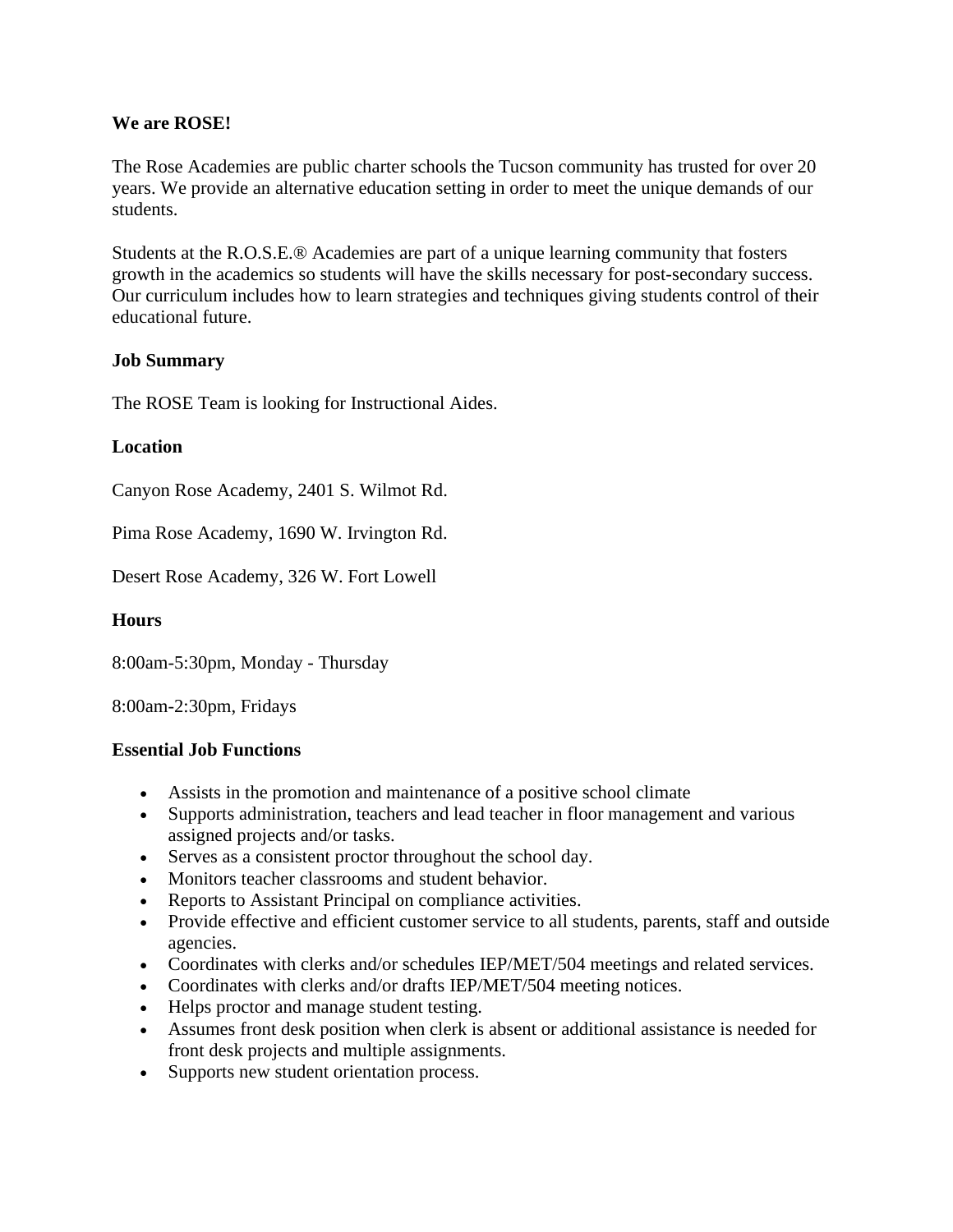**We are ROSE!**

The Rose Academies are public charter schools the Tucson community has trusted for over 20 years. We provide an alternative education setting in order to meet the unique demands of our students.

Students at the R.O.S.E.® Academies are part of a unique learning community that fosters growth in the academics so students will have the skills necessary for post-secondary success. Our curriculum includes how to learn strategies and techniques giving students control of their educational future.

**Job Summary**

The ROSE Team is looking for Instructional Aides.

**Location**

Canyon Rose Academy, 2401 S. Wilmot Rd.

Pima Rose Academy, 1690 W. Irvington Rd.

Desert Rose Academy, 326 W. Fort Lowell

**Hours**

8:00am-5:30pm, Monday - Thursday

8:00am-2:30pm, Fridays

**Essential Job Functions**

- Assists in the promotion and maintenance of a positive school climate
- Supports administration, teachers and lead teacher in floor management and various assigned projects and/or tasks.
- Serves as a consistent proctor throughout the school day.
- Monitors teacher classrooms and student behavior.
- Reports to Assistant Principal on compliance activities.
- Provide effective and efficient customer service to all students, parents, staff and outside agencies.
- Coordinates with clerks and/or schedules IEP/MET/504 meetings and related services.
- Coordinates with clerks and/or drafts IEP/MET/504 meeting notices.
- Helps proctor and manage student testing.
- Assumes front desk position when clerk is absent or additional assistance is needed for front desk projects and multiple assignments.
- Supports new student orientation process.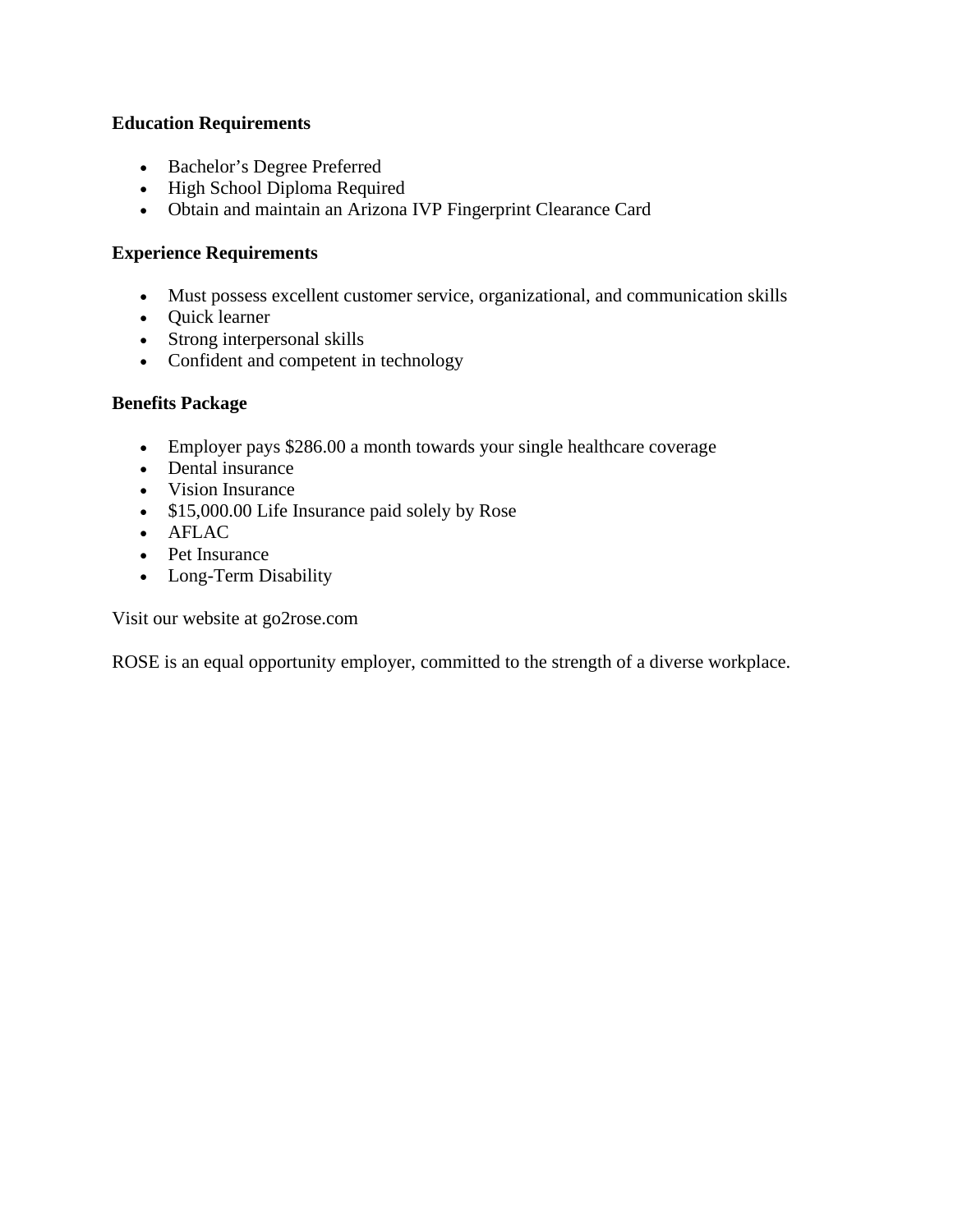**Education Requirements**

- Bachelor's Degree Preferred
- High School Diploma Required
- Obtain and maintain an Arizona IVP Fingerprint Clearance Card

**Experience Requirements**

- Must possess excellent customer service, organizational, and communication skills
- Quick learner
- Strong interpersonal skills
- Confident and competent in technology

**Benefits Package**

- Employer pays $286.00 a month towards your single healthcare coverage
- Dental insurance
- Vision Insurance
- $15,000.00 Life Insurance paid solely by Rose
- AFLAC
- Pet Insurance
- Long-Term Disability

Visit our website at go2rose.com

ROSE is an equal opportunity employer, committed to the strength of a diverse workplace.